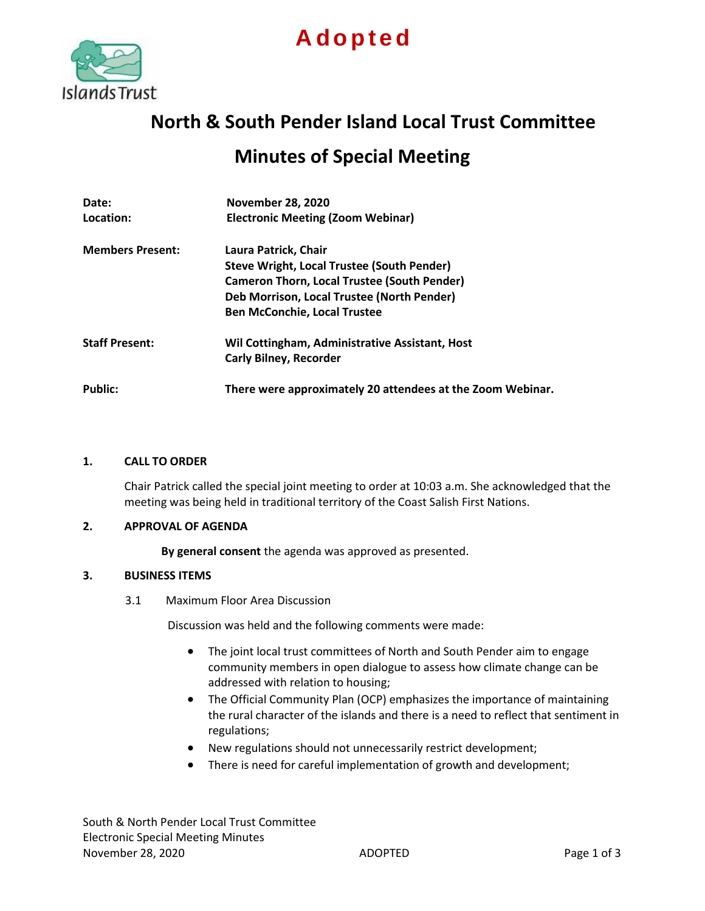**Adopted**

# North & South Pender Island Local Trust Committee

## Minutes of Special Meeting

**Date:** November 28, 2020
**Location:** Electronic Meeting (Zoom Webinar)

**Members Present:**
Laura Patrick, Chair
Steve Wright, Local Trustee (South Pender)
Cameron Thorn, Local Trustee (South Pender)
Deb Morrison, Local Trustee (North Pender)
Ben McConchie, Local Trustee

**Staff Present:**
Wil Cottingham, Administrative Assistant, Host
Carly Bilney, Recorder

**Public:** There were approximately 20 attendees at the Zoom Webinar.

### 1. CALL TO ORDER

Chair Patrick called the special joint meeting to order at 10:03 a.m. She acknowledged that the meeting was being held in traditional territory of the Coast Salish First Nations.

### 2. APPROVAL OF AGENDA

**By general consent** the agenda was approved as presented.

### 3. BUSINESS ITEMS

3.1 Maximum Floor Area Discussion

Discussion was held and the following comments were made:

- The joint local trust committees of North and South Pender aim to engage community members in open dialogue to assess how climate change can be addressed with relation to housing;
- The Official Community Plan (OCP) emphasizes the importance of maintaining the rural character of the islands and there is a need to reflect that sentiment in regulations;
- New regulations should not unnecessarily restrict development;
- There is need for careful implementation of growth and development;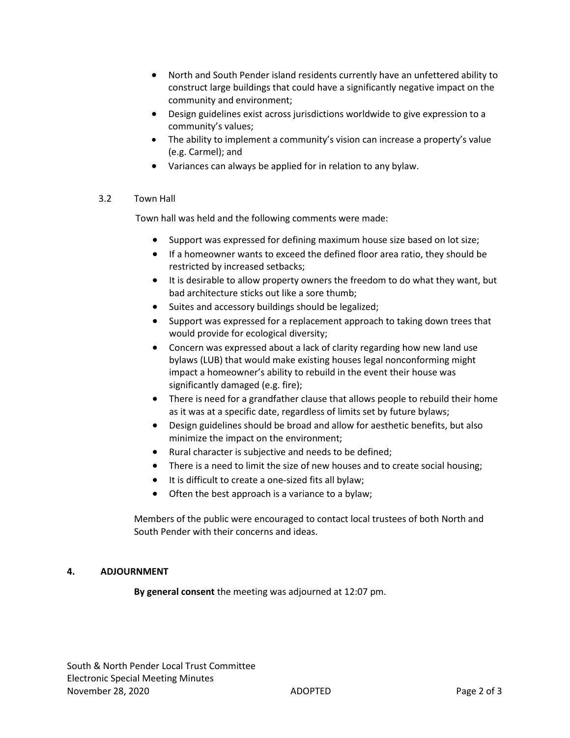- North and South Pender island residents currently have an unfettered ability to construct large buildings that could have a significantly negative impact on the community and environment;
- Design guidelines exist across jurisdictions worldwide to give expression to a community's values;
- The ability to implement a community's vision can increase a property's value (e.g. Carmel); and
- Variances can always be applied for in relation to any bylaw.

3.2 Town Hall

Town hall was held and the following comments were made:

- Support was expressed for defining maximum house size based on lot size;
- If a homeowner wants to exceed the defined floor area ratio, they should be restricted by increased setbacks;
- It is desirable to allow property owners the freedom to do what they want, but bad architecture sticks out like a sore thumb;
- Suites and accessory buildings should be legalized;
- Support was expressed for a replacement approach to taking down trees that would provide for ecological diversity;
- Concern was expressed about a lack of clarity regarding how new land use bylaws (LUB) that would make existing houses legal nonconforming might impact a homeowner's ability to rebuild in the event their house was significantly damaged (e.g. fire);
- There is need for a grandfather clause that allows people to rebuild their home as it was at a specific date, regardless of limits set by future bylaws;
- Design guidelines should be broad and allow for aesthetic benefits, but also minimize the impact on the environment;
- Rural character is subjective and needs to be defined;
- There is a need to limit the size of new houses and to create social housing;
- It is difficult to create a one-sized fits all bylaw;
- Often the best approach is a variance to a bylaw;

Members of the public were encouraged to contact local trustees of both North and South Pender with their concerns and ideas.

## 4. ADJOURNMENT

**By general consent** the meeting was adjourned at 12:07 pm.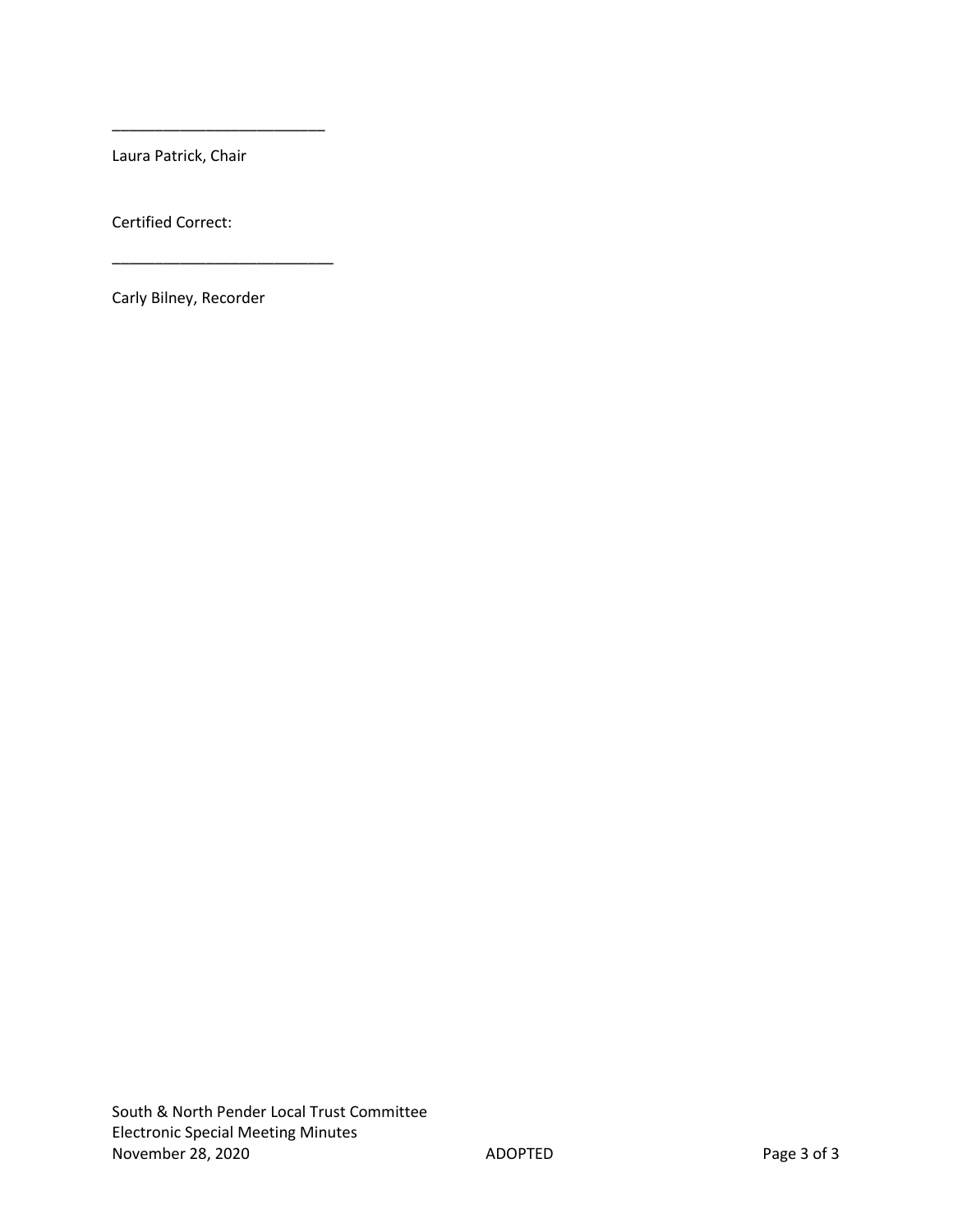\_\_\_\_\_\_\_\_\_\_\_\_\_\_\_\_\_\_\_\_\_\_\_\_\_\_

Laura Patrick, Chair

Certified Correct:

\_\_\_\_\_\_\_\_\_\_\_\_\_\_\_\_\_\_\_\_\_\_\_\_\_\_\_

Carly Bilney, Recorder